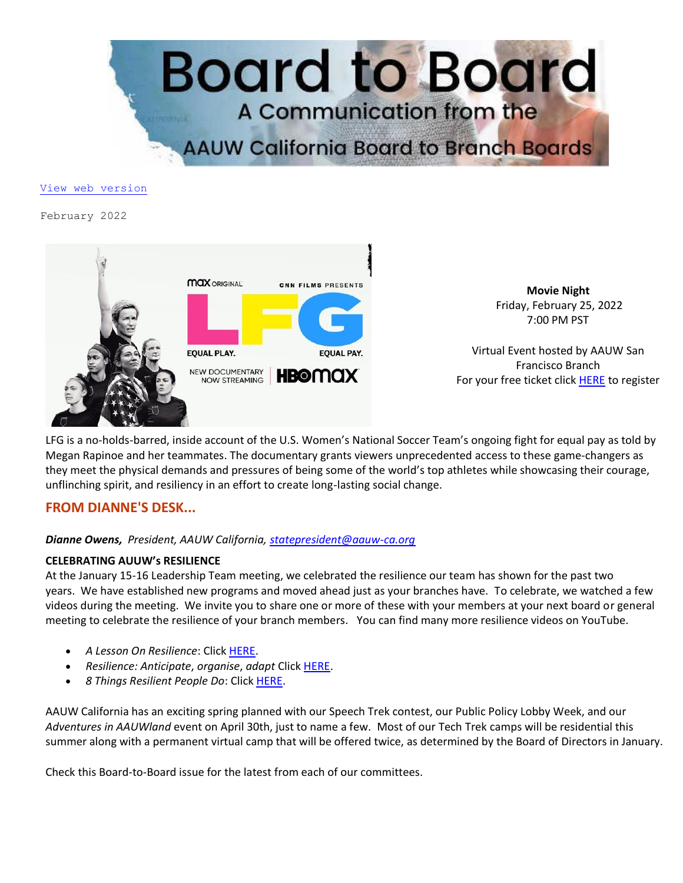# Board to Board

## A Communication from the AAUW California Board to Branch Boards

View web version

February 2022

**Movie Night**
Friday, February 25, 2022
7:00 PM PST

Virtual Event hosted by AAUW San Francisco Branch
For your free ticket click HERE to register

LFG is a no-holds-barred, inside account of the U.S. Women's National Soccer Team's ongoing fight for equal pay as told by Megan Rapinoe and her teammates. The documentary grants viewers unprecedented access to these game-changers as they meet the physical demands and pressures of being some of the world's top athletes while showcasing their courage, unflinching spirit, and resiliency in an effort to create long-lasting social change.

## FROM DIANNE'S DESK...

***Dianne Owens,*** *President, AAUW California, statepresident@aauw-ca.org*

**CELEBRATING AUUW's RESILIENCE**

At the January 15-16 Leadership Team meeting, we celebrated the resilience our team has shown for the past two years. We have established new programs and moved ahead just as your branches have. To celebrate, we watched a few videos during the meeting. We invite you to share one or more of these with your members at your next board or general meeting to celebrate the resilience of your branch members. You can find many more resilience videos on YouTube.

- *A Lesson On Resilience*: Click HERE.
- *Resilience: Anticipate, organise, adapt* Click HERE.
- *8 Things Resilient People Do*: Click HERE.

AAUW California has an exciting spring planned with our Speech Trek contest, our Public Policy Lobby Week, and our *Adventures in AAUWland* event on April 30th, just to name a few. Most of our Tech Trek camps will be residential this summer along with a permanent virtual camp that will be offered twice, as determined by the Board of Directors in January.

Check this Board-to-Board issue for the latest from each of our committees.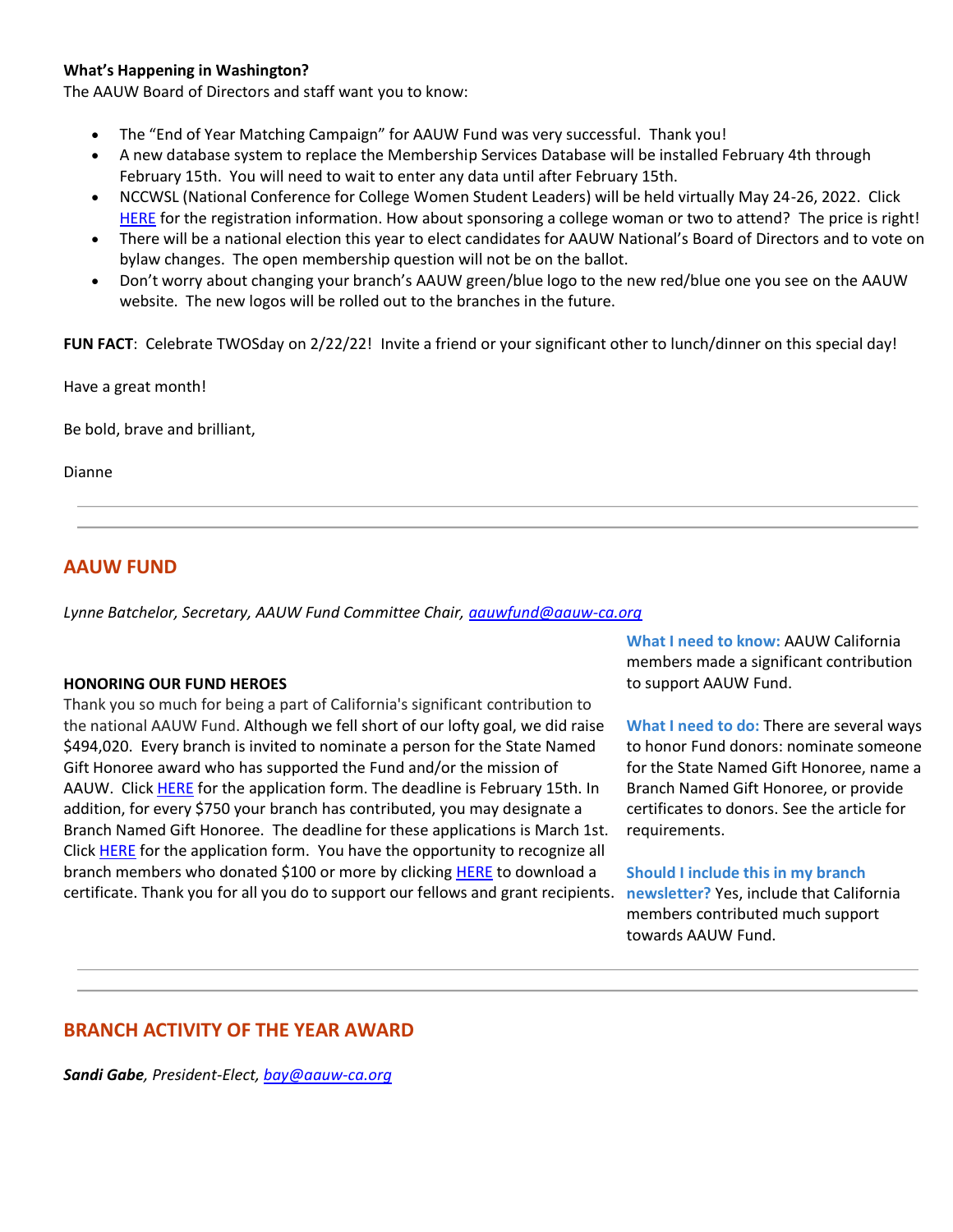**What's Happening in Washington?**
The AAUW Board of Directors and staff want you to know:

- The "End of Year Matching Campaign" for AAUW Fund was very successful. Thank you!
- A new database system to replace the Membership Services Database will be installed February 4th through February 15th. You will need to wait to enter any data until after February 15th.
- NCCWSL (National Conference for College Women Student Leaders) will be held virtually May 24-26, 2022. Click HERE for the registration information. How about sponsoring a college woman or two to attend? The price is right!
- There will be a national election this year to elect candidates for AAUW National's Board of Directors and to vote on bylaw changes. The open membership question will not be on the ballot.
- Don't worry about changing your branch's AAUW green/blue logo to the new red/blue one you see on the AAUW website. The new logos will be rolled out to the branches in the future.

**FUN FACT**: Celebrate TWOSday on 2/22/22! Invite a friend or your significant other to lunch/dinner on this special day!

Have a great month!

Be bold, brave and brilliant,

Dianne

---

## AAUW FUND

*Lynne Batchelor, Secretary, AAUW Fund Committee Chair, aauwfund@aauw-ca.org*

**HONORING OUR FUND HEROES**
Thank you so much for being a part of California's significant contribution to the national AAUW Fund. Although we fell short of our lofty goal, we did raise $494,020. Every branch is invited to nominate a person for the State Named Gift Honoree award who has supported the Fund and/or the mission of AAUW. Click HERE for the application form. The deadline is February 15th. In addition, for every $750 your branch has contributed, you may designate a Branch Named Gift Honoree. The deadline for these applications is March 1st. Click HERE for the application form. You have the opportunity to recognize all branch members who donated $100 or more by clicking HERE to download a certificate. Thank you for all you do to support our fellows and grant recipients.

**What I need to know:** AAUW California members made a significant contribution to support AAUW Fund.

**What I need to do:** There are several ways to honor Fund donors: nominate someone for the State Named Gift Honoree, name a Branch Named Gift Honoree, or provide certificates to donors. See the article for requirements.

**Should I include this in my branch newsletter?** Yes, include that California members contributed much support towards AAUW Fund.

---

## BRANCH ACTIVITY OF THE YEAR AWARD

***Sandi Gabe**, President-Elect, bay@aauw-ca.org*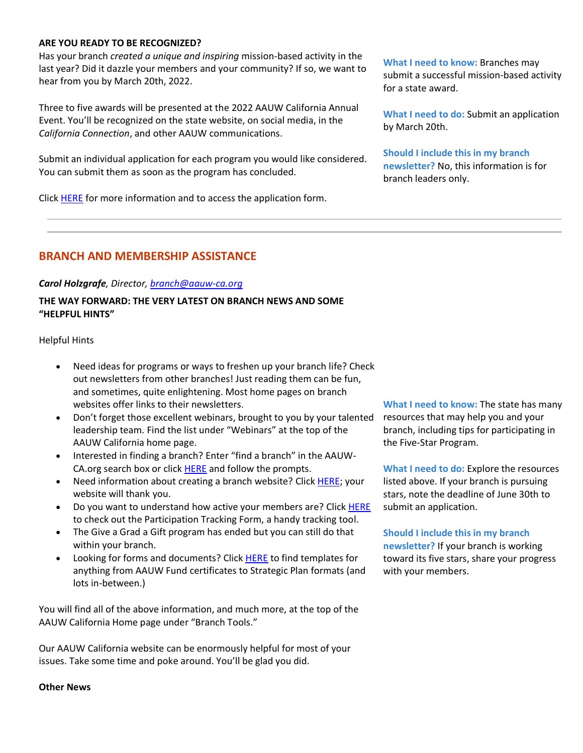**ARE YOU READY TO BE RECOGNIZED?**

Has your branch *created a unique and inspiring* mission-based activity in the last year? Did it dazzle your members and your community? If so, we want to hear from you by March 20th, 2022.

Three to five awards will be presented at the 2022 AAUW California Annual Event. You'll be recognized on the state website, on social media, in the *California Connection*, and other AAUW communications.

Submit an individual application for each program you would like considered. You can submit them as soon as the program has concluded.

Click HERE for more information and to access the application form.

**What I need to know:** Branches may submit a successful mission-based activity for a state award.

**What I need to do:** Submit an application by March 20th.

**Should I include this in my branch newsletter?** No, this information is for branch leaders only.

---

## BRANCH AND MEMBERSHIP ASSISTANCE

***Carol Holzgrafe****, Director, branch@aauw-ca.org*

**THE WAY FORWARD: THE VERY LATEST ON BRANCH NEWS AND SOME "HELPFUL HINTS"**

Helpful Hints

- Need ideas for programs or ways to freshen up your branch life? Check out newsletters from other branches! Just reading them can be fun, and sometimes, quite enlightening. Most home pages on branch websites offer links to their newsletters.
- Don't forget those excellent webinars, brought to you by your talented leadership team. Find the list under "Webinars" at the top of the AAUW California home page.
- Interested in finding a branch? Enter "find a branch" in the AAUW-CA.org search box or click HERE and follow the prompts.
- Need information about creating a branch website? Click HERE; your website will thank you.
- Do you want to understand how active your members are? Click HERE to check out the Participation Tracking Form, a handy tracking tool.
- The Give a Grad a Gift program has ended but you can still do that within your branch.
- Looking for forms and documents? Click HERE to find templates for anything from AAUW Fund certificates to Strategic Plan formats (and lots in-between.)

You will find all of the above information, and much more, at the top of the AAUW California Home page under "Branch Tools."

Our AAUW California website can be enormously helpful for most of your issues. Take some time and poke around. You'll be glad you did.

**What I need to know:** The state has many resources that may help you and your branch, including tips for participating in the Five-Star Program.

**What I need to do:** Explore the resources listed above. If your branch is pursuing stars, note the deadline of June 30th to submit an application.

**Should I include this in my branch newsletter?** If your branch is working toward its five stars, share your progress with your members.

**Other News**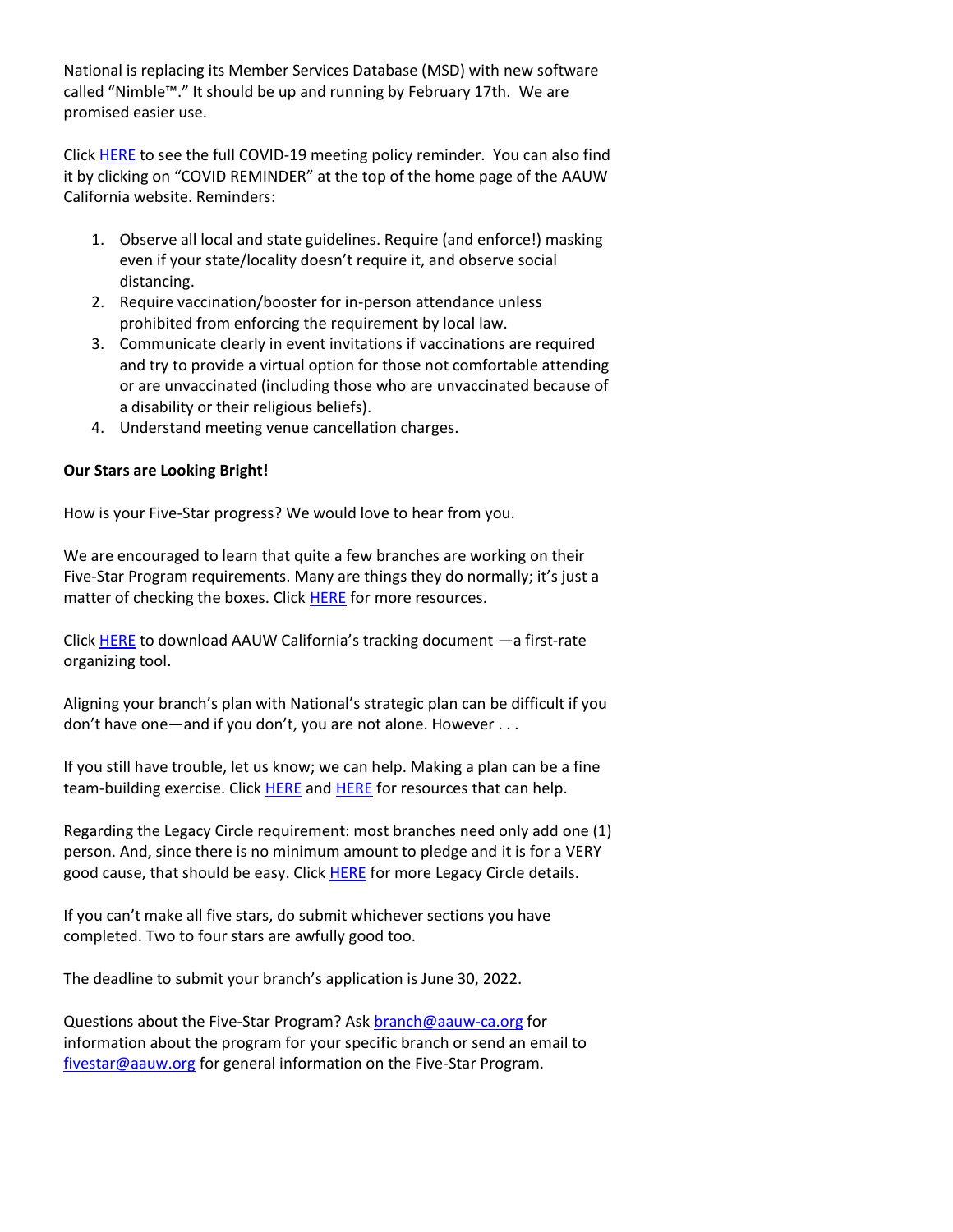National is replacing its Member Services Database (MSD) with new software called "Nimble™." It should be up and running by February 17th. We are promised easier use.

Click HERE to see the full COVID-19 meeting policy reminder. You can also find it by clicking on "COVID REMINDER" at the top of the home page of the AAUW California website. Reminders:

1. Observe all local and state guidelines. Require (and enforce!) masking even if your state/locality doesn't require it, and observe social distancing.
2. Require vaccination/booster for in-person attendance unless prohibited from enforcing the requirement by local law.
3. Communicate clearly in event invitations if vaccinations are required and try to provide a virtual option for those not comfortable attending or are unvaccinated (including those who are unvaccinated because of a disability or their religious beliefs).
4. Understand meeting venue cancellation charges.

**Our Stars are Looking Bright!**

How is your Five-Star progress? We would love to hear from you.

We are encouraged to learn that quite a few branches are working on their Five-Star Program requirements. Many are things they do normally; it's just a matter of checking the boxes. Click HERE for more resources.

Click HERE to download AAUW California's tracking document —a first-rate organizing tool.

Aligning your branch's plan with National's strategic plan can be difficult if you don't have one—and if you don't, you are not alone. However . . .

If you still have trouble, let us know; we can help. Making a plan can be a fine team-building exercise. Click HERE and HERE for resources that can help.

Regarding the Legacy Circle requirement: most branches need only add one (1) person. And, since there is no minimum amount to pledge and it is for a VERY good cause, that should be easy. Click HERE for more Legacy Circle details.

If you can't make all five stars, do submit whichever sections you have completed. Two to four stars are awfully good too.

The deadline to submit your branch's application is June 30, 2022.

Questions about the Five-Star Program? Ask branch@aauw-ca.org for information about the program for your specific branch or send an email to fivestar@aauw.org for general information on the Five-Star Program.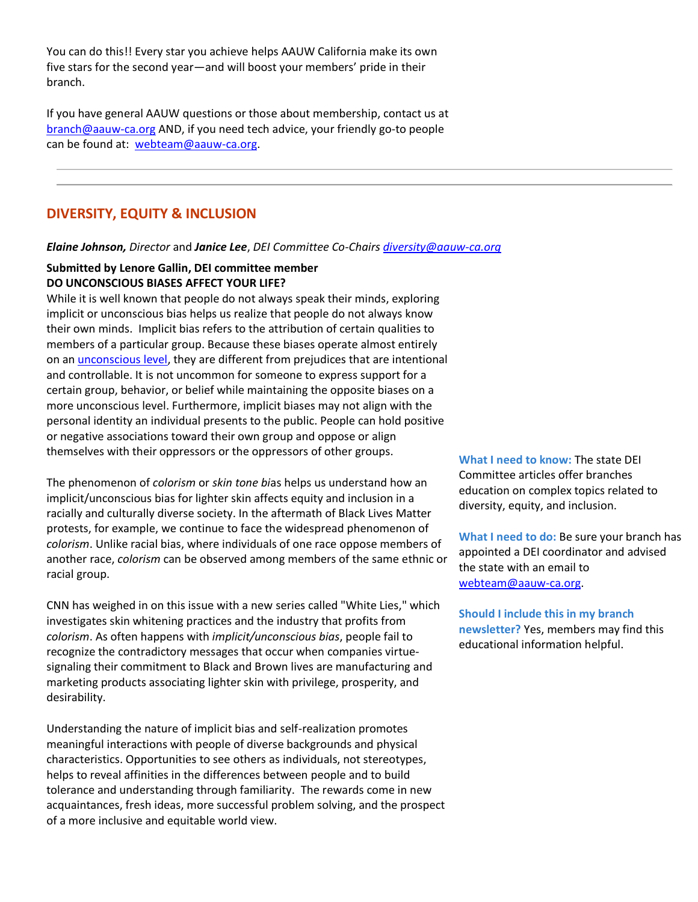You can do this!! Every star you achieve helps AAUW California make its own five stars for the second year—and will boost your members' pride in their branch.

If you have general AAUW questions or those about membership, contact us at branch@aauw-ca.org AND, if you need tech advice, your friendly go-to people can be found at: webteam@aauw-ca.org.

---

## DIVERSITY, EQUITY & INCLUSION

***Elaine Johnson,*** *Director* and ***Janice Lee***, *DEI Committee Co-Chairs* diversity@aauw-ca.org

**Submitted by Lenore Gallin, DEI committee member**
**DO UNCONSCIOUS BIASES AFFECT YOUR LIFE?**

While it is well known that people do not always speak their minds, exploring implicit or unconscious bias helps us realize that people do not always know their own minds. Implicit bias refers to the attribution of certain qualities to members of a particular group. Because these biases operate almost entirely on an unconscious level, they are different from prejudices that are intentional and controllable. It is not uncommon for someone to express support for a certain group, behavior, or belief while maintaining the opposite biases on a more unconscious level. Furthermore, implicit biases may not align with the personal identity an individual presents to the public. People can hold positive or negative associations toward their own group and oppose or align themselves with their oppressors or the oppressors of other groups.

The phenomenon of *colorism* or *skin tone bi*as helps us understand how an implicit/unconscious bias for lighter skin affects equity and inclusion in a racially and culturally diverse society. In the aftermath of Black Lives Matter protests, for example, we continue to face the widespread phenomenon of *colorism*. Unlike racial bias, where individuals of one race oppose members of another race, *colorism* can be observed among members of the same ethnic or racial group.

CNN has weighed in on this issue with a new series called "White Lies," which investigates skin whitening practices and the industry that profits from *colorism*. As often happens with *implicit/unconscious bias*, people fail to recognize the contradictory messages that occur when companies virtue-signaling their commitment to Black and Brown lives are manufacturing and marketing products associating lighter skin with privilege, prosperity, and desirability.

Understanding the nature of implicit bias and self-realization promotes meaningful interactions with people of diverse backgrounds and physical characteristics. Opportunities to see others as individuals, not stereotypes, helps to reveal affinities in the differences between people and to build tolerance and understanding through familiarity. The rewards come in new acquaintances, fresh ideas, more successful problem solving, and the prospect of a more inclusive and equitable world view.

**What I need to know:** The state DEI Committee articles offer branches education on complex topics related to diversity, equity, and inclusion.

**What I need to do:** Be sure your branch has appointed a DEI coordinator and advised the state with an email to webteam@aauw-ca.org.

**Should I include this in my branch newsletter?** Yes, members may find this educational information helpful.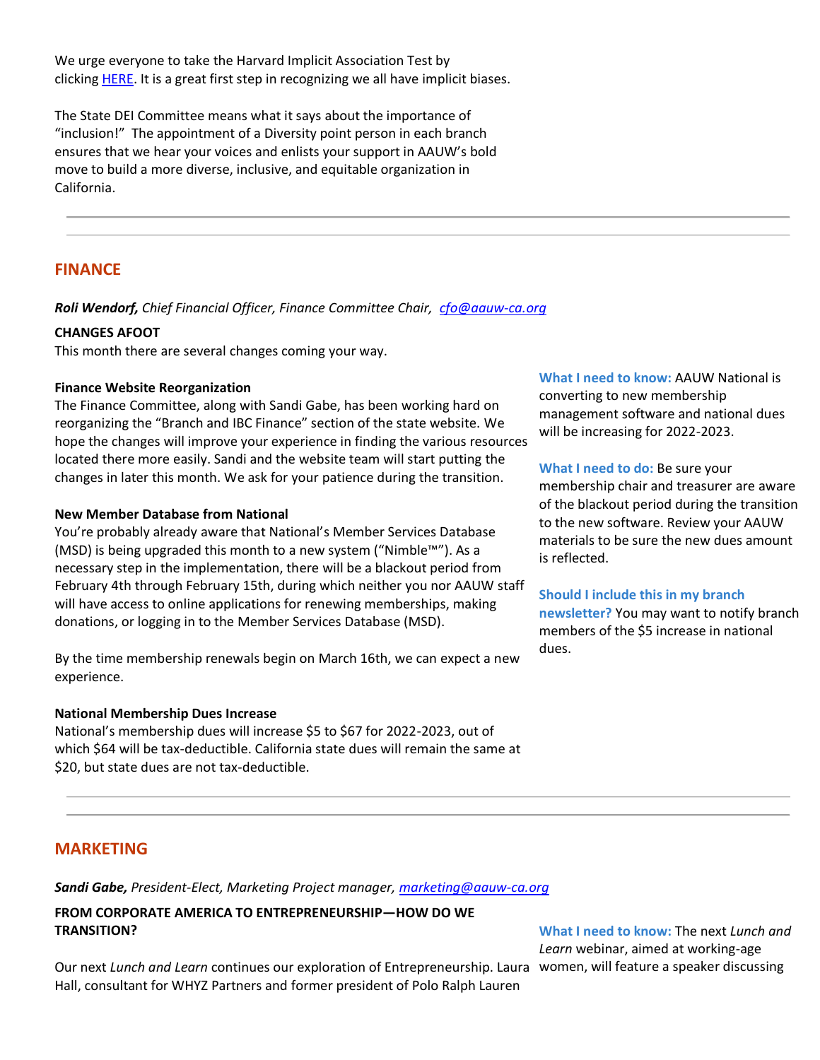We urge everyone to take the Harvard Implicit Association Test by clicking [HERE](). It is a great first step in recognizing we all have implicit biases.

The State DEI Committee means what it says about the importance of "inclusion!" The appointment of a Diversity point person in each branch ensures that we hear your voices and enlists your support in AAUW's bold move to build a more diverse, inclusive, and equitable organization in California.

---

## FINANCE

***Roli Wendorf,*** *Chief Financial Officer, Finance Committee Chair,* *[cfo@aauw-ca.org](mailto:cfo@aauw-ca.org)*

**CHANGES AFOOT**

This month there are several changes coming your way.

**Finance Website Reorganization**

The Finance Committee, along with Sandi Gabe, has been working hard on reorganizing the "Branch and IBC Finance" section of the state website. We hope the changes will improve your experience in finding the various resources located there more easily. Sandi and the website team will start putting the changes in later this month. We ask for your patience during the transition.

**New Member Database from National**

You're probably already aware that National's Member Services Database (MSD) is being upgraded this month to a new system ("Nimble™"). As a necessary step in the implementation, there will be a blackout period from February 4th through February 15th, during which neither you nor AAUW staff will have access to online applications for renewing memberships, making donations, or logging in to the Member Services Database (MSD).

By the time membership renewals begin on March 16th, we can expect a new experience.

**National Membership Dues Increase**

National's membership dues will increase $5 to $67 for 2022-2023, out of which $64 will be tax-deductible. California state dues will remain the same at $20, but state dues are not tax-deductible.

**What I need to know:** AAUW National is converting to new membership management software and national dues will be increasing for 2022-2023.

**What I need to do:** Be sure your membership chair and treasurer are aware of the blackout period during the transition to the new software. Review your AAUW materials to be sure the new dues amount is reflected.

**Should I include this in my branch newsletter?** You may want to notify branch members of the $5 increase in national dues.

---

## MARKETING

***Sandi Gabe,*** *President-Elect, Marketing Project manager,* *[marketing@aauw-ca.org](mailto:marketing@aauw-ca.org)*

**FROM CORPORATE AMERICA TO ENTREPRENEURSHIP—HOW DO WE TRANSITION?**

Our next *Lunch and Learn* continues our exploration of Entrepreneurship. Laura Hall, consultant for WHYZ Partners and former president of Polo Ralph Lauren

**What I need to know:** The next *Lunch and Learn* webinar, aimed at working-age women, will feature a speaker discussing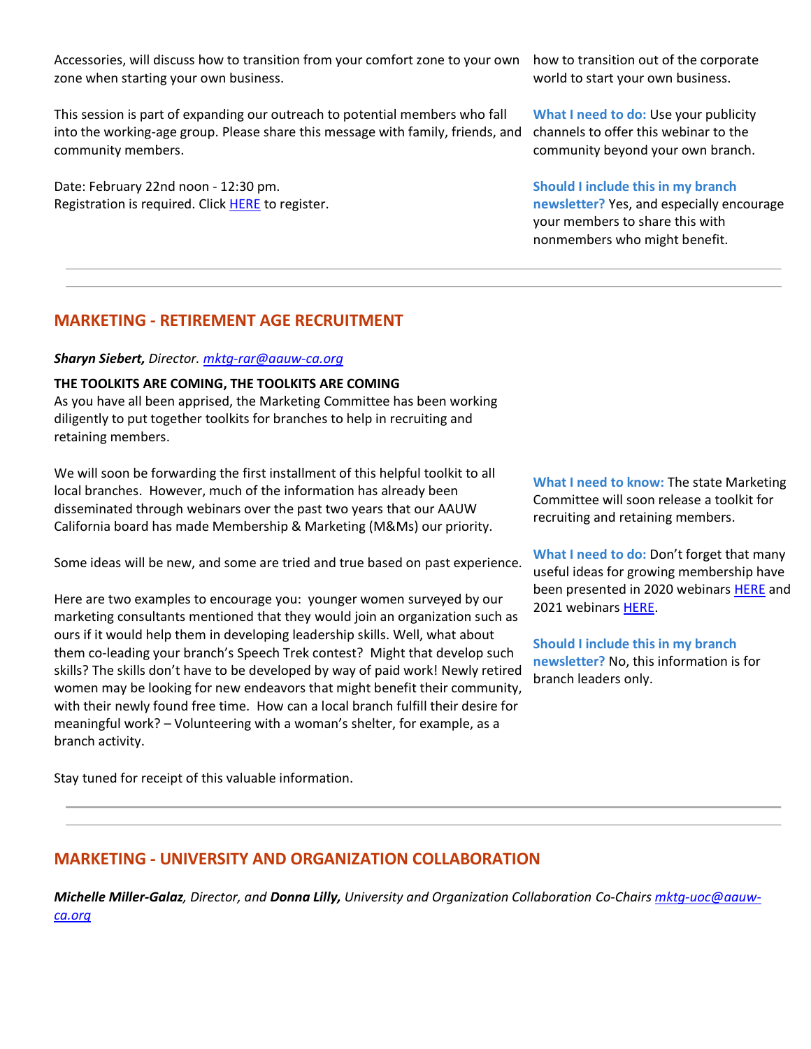Accessories, will discuss how to transition from your comfort zone to your own zone when starting your own business.

This session is part of expanding our outreach to potential members who fall into the working-age group. Please share this message with family, friends, and community members.

Date: February 22nd noon - 12:30 pm.
Registration is required. Click HERE to register.

how to transition out of the corporate world to start your own business.

**What I need to do:** Use your publicity channels to offer this webinar to the community beyond your own branch.

**Should I include this in my branch newsletter?** Yes, and especially encourage your members to share this with nonmembers who might benefit.

---

## MARKETING - RETIREMENT AGE RECRUITMENT

***Sharyn Siebert,*** *Director. mktg-rar@aauw-ca.org*

**THE TOOLKITS ARE COMING, THE TOOLKITS ARE COMING**
As you have all been apprised, the Marketing Committee has been working diligently to put together toolkits for branches to help in recruiting and retaining members.

We will soon be forwarding the first installment of this helpful toolkit to all local branches. However, much of the information has already been disseminated through webinars over the past two years that our AAUW California board has made Membership & Marketing (M&Ms) our priority.

Some ideas will be new, and some are tried and true based on past experience.

Here are two examples to encourage you: younger women surveyed by our marketing consultants mentioned that they would join an organization such as ours if it would help them in developing leadership skills. Well, what about them co-leading your branch's Speech Trek contest? Might that develop such skills? The skills don't have to be developed by way of paid work! Newly retired women may be looking for new endeavors that might benefit their community, with their newly found free time. How can a local branch fulfill their desire for meaningful work? – Volunteering with a woman's shelter, for example, as a branch activity.

Stay tuned for receipt of this valuable information.

**What I need to know:** The state Marketing Committee will soon release a toolkit for recruiting and retaining members.

**What I need to do:** Don't forget that many useful ideas for growing membership have been presented in 2020 webinars HERE and 2021 webinars HERE.

**Should I include this in my branch newsletter?** No, this information is for branch leaders only.

---

## MARKETING - UNIVERSITY AND ORGANIZATION COLLABORATION

***Michelle Miller-Galaz****, Director, and* ***Donna Lilly,*** *University and Organization Collaboration Co-Chairs mktg-uoc@aauw-ca.org*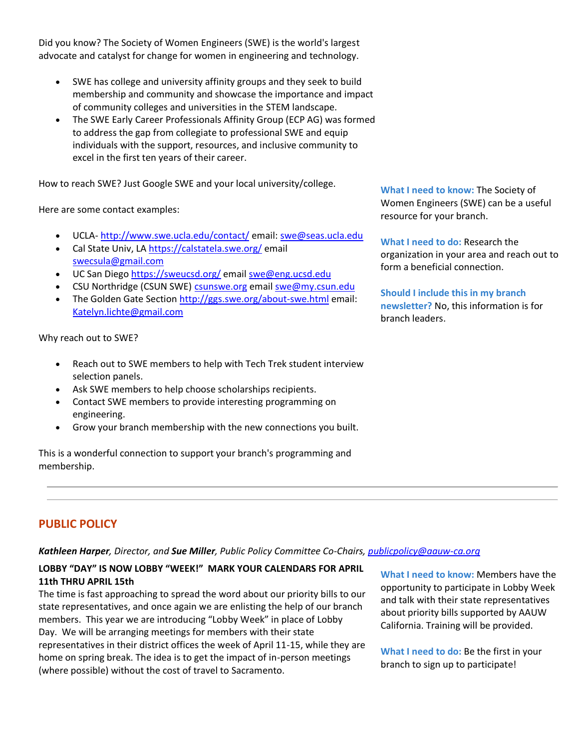Did you know? The Society of Women Engineers (SWE) is the world's largest advocate and catalyst for change for women in engineering and technology.

- SWE has college and university affinity groups and they seek to build membership and community and showcase the importance and impact of community colleges and universities in the STEM landscape.
- The SWE Early Career Professionals Affinity Group (ECP AG) was formed to address the gap from collegiate to professional SWE and equip individuals with the support, resources, and inclusive community to excel in the first ten years of their career.

How to reach SWE? Just Google SWE and your local university/college.

Here are some contact examples:

- UCLA- [http://www.swe.ucla.edu/contact/](http://www.swe.ucla.edu/contact/) email: [swe@seas.ucla.edu](mailto:swe@seas.ucla.edu)
- Cal State Univ, LA [https://calstatela.swe.org/](https://calstatela.swe.org/) email [swecsula@gmail.com](mailto:swecsula@gmail.com)
- UC San Diego [https://sweucsd.org/](https://sweucsd.org/) email [swe@eng.ucsd.edu](mailto:swe@eng.ucsd.edu)
- CSU Northridge (CSUN SWE) [csunswe.org](http://csunswe.org) email [swe@my.csun.edu](mailto:swe@my.csun.edu)
- The Golden Gate Section [http://ggs.swe.org/about-swe.html](http://ggs.swe.org/about-swe.html) email: [Katelyn.lichte@gmail.com](mailto:Katelyn.lichte@gmail.com)

Why reach out to SWE?

- Reach out to SWE members to help with Tech Trek student interview selection panels.
- Ask SWE members to help choose scholarships recipients.
- Contact SWE members to provide interesting programming on engineering.
- Grow your branch membership with the new connections you built.

This is a wonderful connection to support your branch's programming and membership.

**What I need to know:** The Society of Women Engineers (SWE) can be a useful resource for your branch.

**What I need to do:** Research the organization in your area and reach out to form a beneficial connection.

**Should I include this in my branch newsletter?** No, this information is for branch leaders.

---

## PUBLIC POLICY

***Kathleen Harper**, Director, and **Sue Miller**, Public Policy Committee Co-Chairs, [publicpolicy@aauw-ca.org](mailto:publicpolicy@aauw-ca.org)*

**LOBBY "DAY" IS NOW LOBBY "WEEK!" MARK YOUR CALENDARS FOR APRIL 11th THRU APRIL 15th**

The time is fast approaching to spread the word about our priority bills to our state representatives, and once again we are enlisting the help of our branch members. This year we are introducing "Lobby Week" in place of Lobby Day. We will be arranging meetings for members with their state representatives in their district offices the week of April 11-15, while they are home on spring break. The idea is to get the impact of in-person meetings (where possible) without the cost of travel to Sacramento.

**What I need to know:** Members have the opportunity to participate in Lobby Week and talk with their state representatives about priority bills supported by AAUW California. Training will be provided.

**What I need to do:** Be the first in your branch to sign up to participate!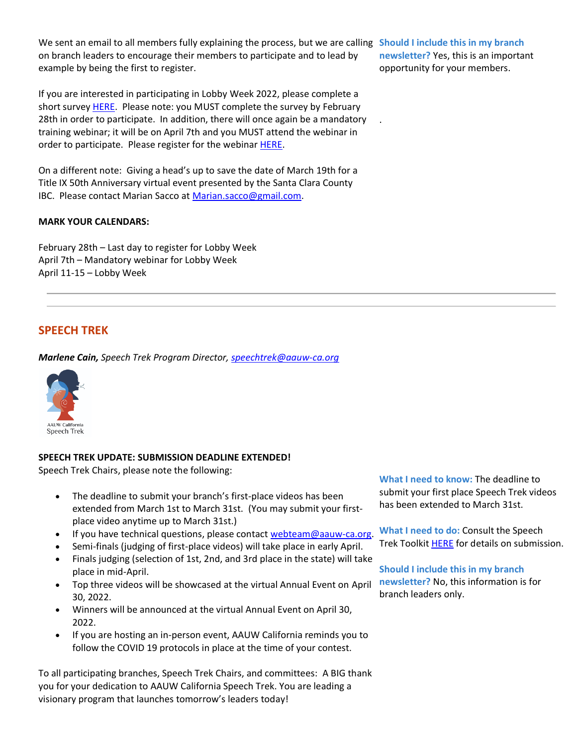We sent an email to all members fully explaining the process, but we are calling on branch leaders to encourage their members to participate and to lead by example by being the first to register.

**Should I include this in my branch newsletter?** Yes, this is an important opportunity for your members.

If you are interested in participating in Lobby Week 2022, please complete a short survey HERE. Please note: you MUST complete the survey by February 28th in order to participate. In addition, there will once again be a mandatory training webinar; it will be on April 7th and you MUST attend the webinar in order to participate. Please register for the webinar HERE.

On a different note: Giving a head's up to save the date of March 19th for a Title IX 50th Anniversary virtual event presented by the Santa Clara County IBC. Please contact Marian Sacco at Marian.sacco@gmail.com.

**MARK YOUR CALENDARS:**

February 28th – Last day to register for Lobby Week
April 7th – Mandatory webinar for Lobby Week
April 11-15 – Lobby Week

---

## SPEECH TREK

***Marlene Cain,*** *Speech Trek Program Director, speechtrek@aauw-ca.org*

AAUW California Speech Trek

**SPEECH TREK UPDATE: SUBMISSION DEADLINE EXTENDED!**
Speech Trek Chairs, please note the following:

- The deadline to submit your branch's first-place videos has been extended from March 1st to March 31st. (You may submit your first-place video anytime up to March 31st.)
- If you have technical questions, please contact webteam@aauw-ca.org.
- Semi-finals (judging of first-place videos) will take place in early April.
- Finals judging (selection of 1st, 2nd, and 3rd place in the state) will take place in mid-April.
- Top three videos will be showcased at the virtual Annual Event on April 30, 2022.
- Winners will be announced at the virtual Annual Event on April 30, 2022.
- If you are hosting an in-person event, AAUW California reminds you to follow the COVID 19 protocols in place at the time of your contest.

**What I need to know:** The deadline to submit your first place Speech Trek videos has been extended to March 31st.

**What I need to do:** Consult the Speech Trek Toolkit HERE for details on submission.

**Should I include this in my branch newsletter?** No, this information is for branch leaders only.

To all participating branches, Speech Trek Chairs, and committees: A BIG thank you for your dedication to AAUW California Speech Trek. You are leading a visionary program that launches tomorrow's leaders today!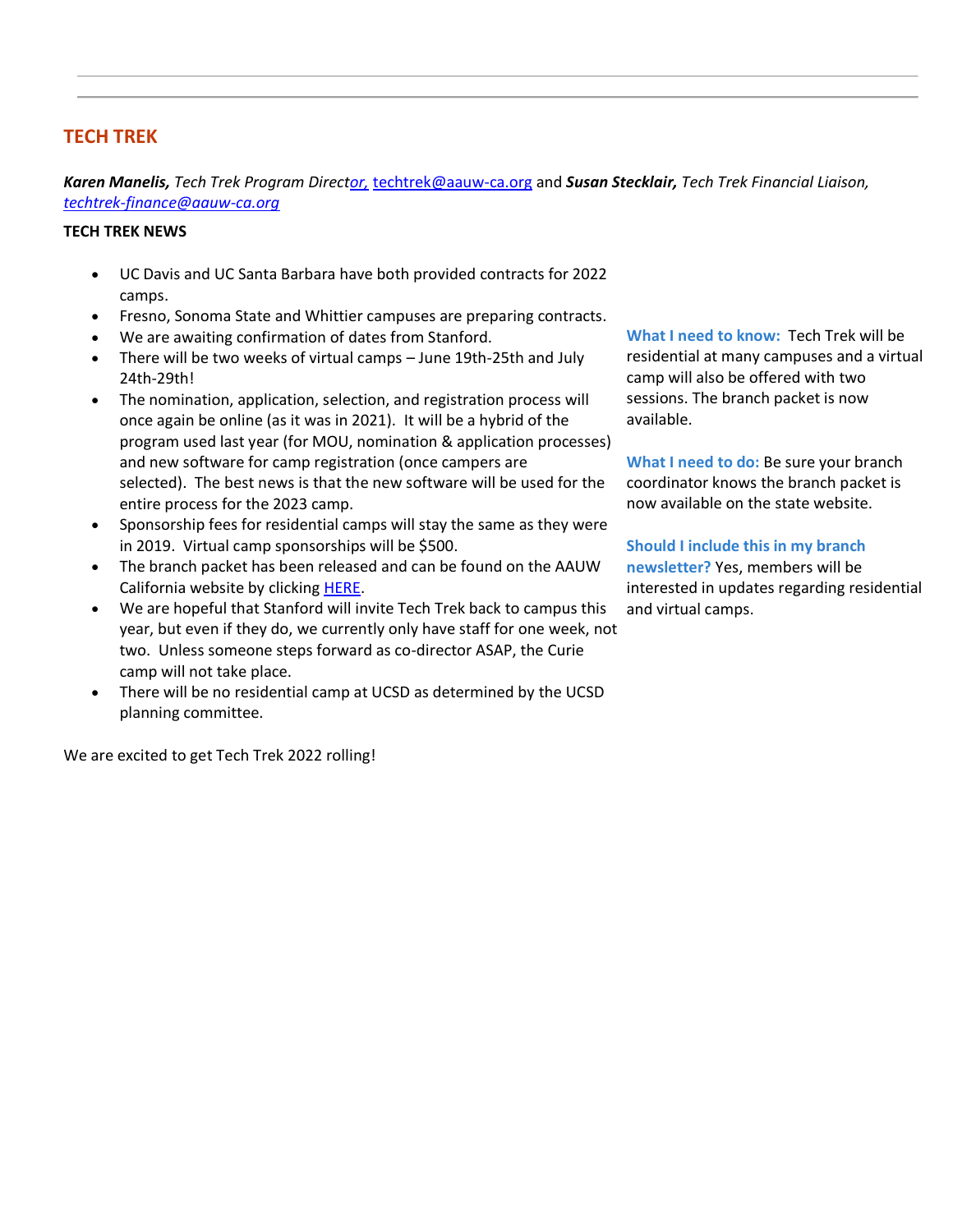## TECH TREK

***Karen Manelis,*** *Tech Trek Program Director,* techtrek@aauw-ca.org and ***Susan Stecklair,*** *Tech Trek Financial Liaison, techtrek-finance@aauw-ca.org*

**TECH TREK NEWS**

- UC Davis and UC Santa Barbara have both provided contracts for 2022 camps.
- Fresno, Sonoma State and Whittier campuses are preparing contracts.
- We are awaiting confirmation of dates from Stanford.
- There will be two weeks of virtual camps – June 19th-25th and July 24th-29th!
- The nomination, application, selection, and registration process will once again be online (as it was in 2021). It will be a hybrid of the program used last year (for MOU, nomination & application processes) and new software for camp registration (once campers are selected). The best news is that the new software will be used for the entire process for the 2023 camp.
- Sponsorship fees for residential camps will stay the same as they were in 2019. Virtual camp sponsorships will be $500.
- The branch packet has been released and can be found on the AAUW California website by clicking HERE.
- We are hopeful that Stanford will invite Tech Trek back to campus this year, but even if they do, we currently only have staff for one week, not two. Unless someone steps forward as co-director ASAP, the Curie camp will not take place.
- There will be no residential camp at UCSD as determined by the UCSD planning committee.

We are excited to get Tech Trek 2022 rolling!

**What I need to know:** Tech Trek will be residential at many campuses and a virtual camp will also be offered with two sessions. The branch packet is now available.

**What I need to do:** Be sure your branch coordinator knows the branch packet is now available on the state website.

**Should I include this in my branch newsletter?** Yes, members will be interested in updates regarding residential and virtual camps.